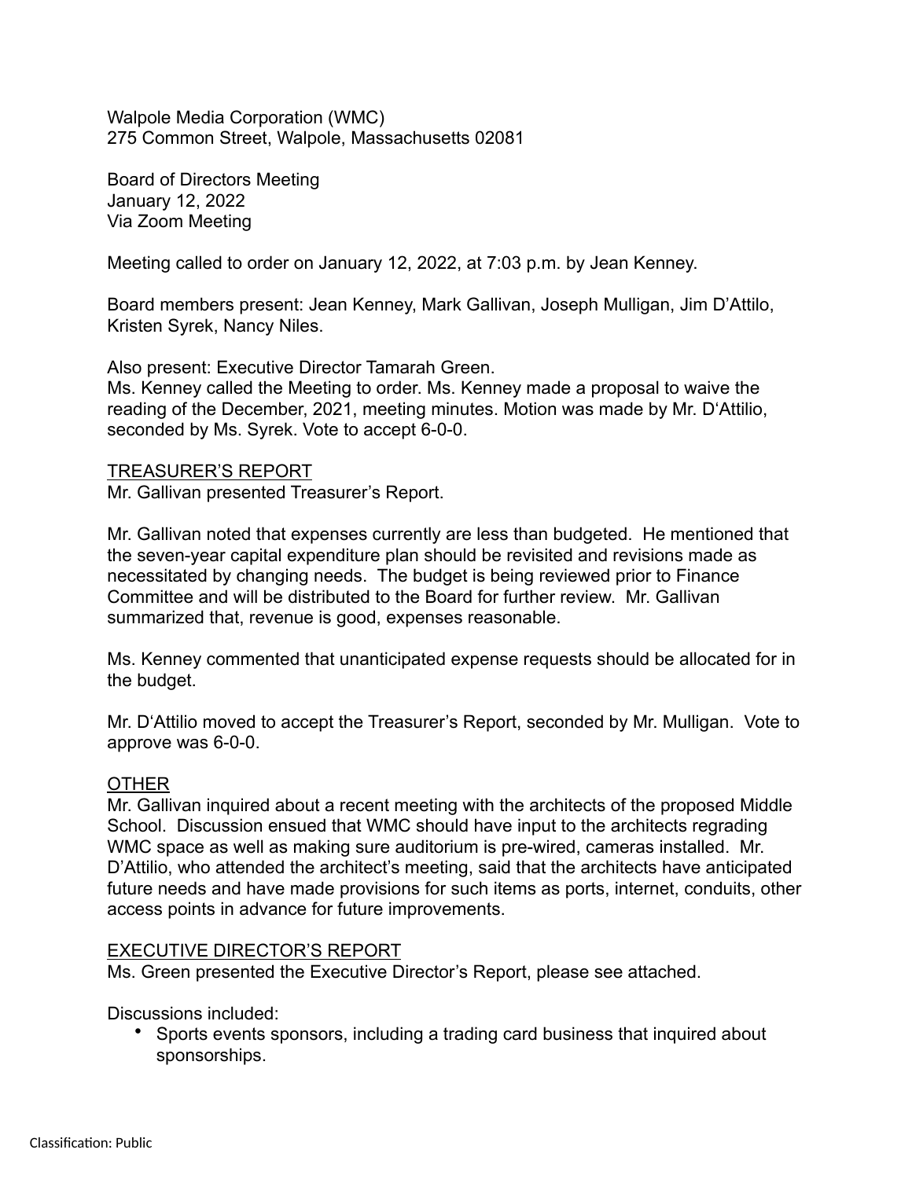Walpole Media Corporation (WMC)
275 Common Street, Walpole, Massachusetts 02081

Board of Directors Meeting
January 12, 2022
Via Zoom Meeting

Meeting called to order on January 12, 2022, at 7:03 p.m. by Jean Kenney.

Board members present: Jean Kenney, Mark Gallivan, Joseph Mulligan, Jim D'Attilo, Kristen Syrek, Nancy Niles.

Also present: Executive Director Tamarah Green.
Ms. Kenney called the Meeting to order. Ms. Kenney made a proposal to waive the reading of the December, 2021, meeting minutes. Motion was made by Mr. D'Attilio, seconded by Ms. Syrek. Vote to accept 6-0-0.

<u>TREASURER'S REPORT</u>
Mr. Gallivan presented Treasurer's Report.

Mr. Gallivan noted that expenses currently are less than budgeted. He mentioned that the seven-year capital expenditure plan should be revisited and revisions made as necessitated by changing needs. The budget is being reviewed prior to Finance Committee and will be distributed to the Board for further review. Mr. Gallivan summarized that, revenue is good, expenses reasonable.

Ms. Kenney commented that unanticipated expense requests should be allocated for in the budget.

Mr. D'Attilio moved to accept the Treasurer's Report, seconded by Mr. Mulligan. Vote to approve was 6-0-0.

<u>OTHER</u>
Mr. Gallivan inquired about a recent meeting with the architects of the proposed Middle School. Discussion ensued that WMC should have input to the architects regrading WMC space as well as making sure auditorium is pre-wired, cameras installed. Mr. D'Attilio, who attended the architect's meeting, said that the architects have anticipated future needs and have made provisions for such items as ports, internet, conduits, other access points in advance for future improvements.

<u>EXECUTIVE DIRECTOR'S REPORT</u>
Ms. Green presented the Executive Director's Report, please see attached.

Discussions included:

- Sports events sponsors, including a trading card business that inquired about sponsorships.

Classification: Public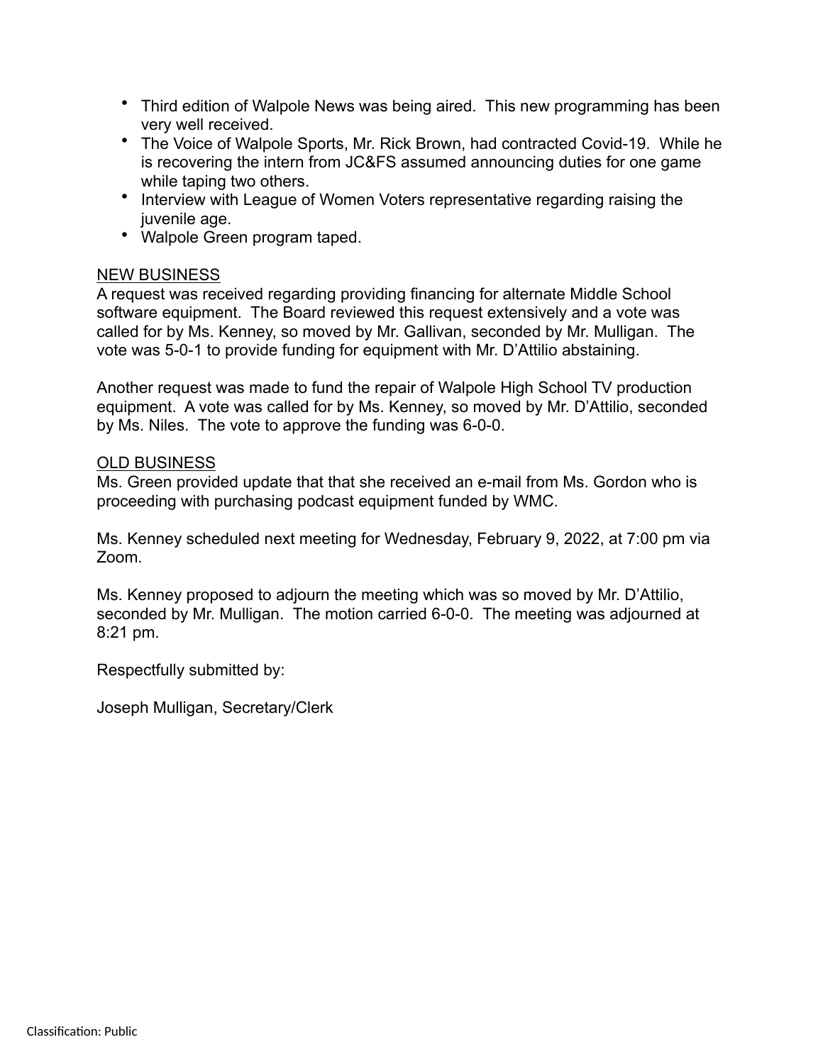- Third edition of Walpole News was being aired. This new programming has been very well received.
- The Voice of Walpole Sports, Mr. Rick Brown, had contracted Covid-19. While he is recovering the intern from JC&FS assumed announcing duties for one game while taping two others.
- Interview with League of Women Voters representative regarding raising the juvenile age.
- Walpole Green program taped.

<u>NEW BUSINESS</u>

A request was received regarding providing financing for alternate Middle School software equipment. The Board reviewed this request extensively and a vote was called for by Ms. Kenney, so moved by Mr. Gallivan, seconded by Mr. Mulligan. The vote was 5-0-1 to provide funding for equipment with Mr. D'Attilio abstaining.

Another request was made to fund the repair of Walpole High School TV production equipment. A vote was called for by Ms. Kenney, so moved by Mr. D'Attilio, seconded by Ms. Niles. The vote to approve the funding was 6-0-0.

<u>OLD BUSINESS</u>

Ms. Green provided update that that she received an e-mail from Ms. Gordon who is proceeding with purchasing podcast equipment funded by WMC.

Ms. Kenney scheduled next meeting for Wednesday, February 9, 2022, at 7:00 pm via Zoom.

Ms. Kenney proposed to adjourn the meeting which was so moved by Mr. D'Attilio, seconded by Mr. Mulligan. The motion carried 6-0-0. The meeting was adjourned at 8:21 pm.

Respectfully submitted by:

Joseph Mulligan, Secretary/Clerk